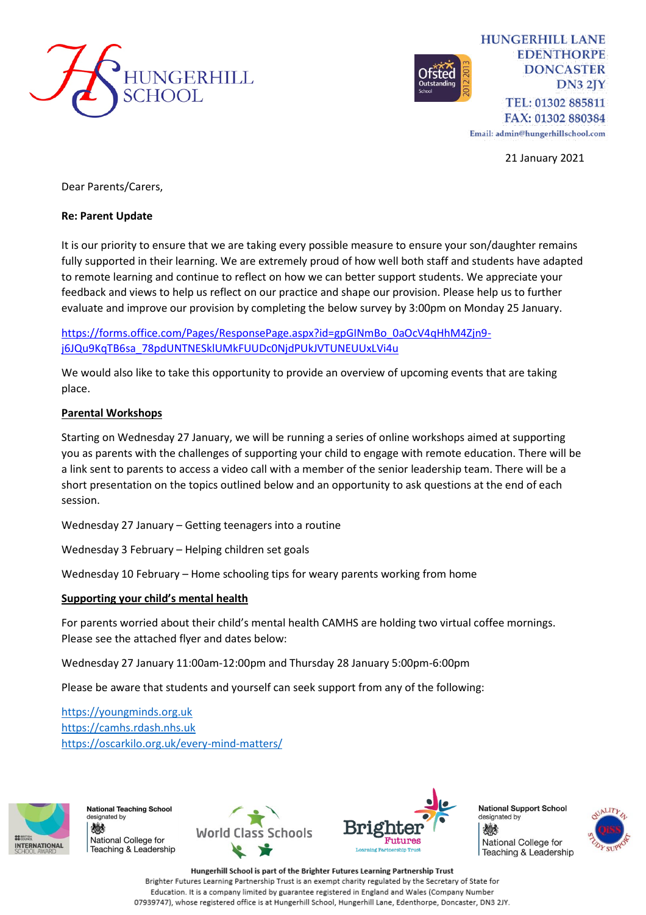HUNGERHILL SCHOOL

HUNGERHILL LANE
EDENTHORPE
DONCASTER
DN3 2JY
TEL: 01302 885811
FAX: 01302 880384
Email: admin@hungerhillschool.com

21 January 2021

Dear Parents/Carers,

**Re: Parent Update**

It is our priority to ensure that we are taking every possible measure to ensure your son/daughter remains fully supported in their learning. We are extremely proud of how well both staff and students have adapted to remote learning and continue to reflect on how we can better support students. We appreciate your feedback and views to help us reflect on our practice and shape our provision. Please help us to further evaluate and improve our provision by completing the below survey by 3:00pm on Monday 25 January.

https://forms.office.com/Pages/ResponsePage.aspx?id=gpGINmBo_0aOcV4qHhM4Zjn9-j6JQu9KqTB6sa_78pdUNTNESklUMkFUUDc0NjdPUkJVTUNEUUxLVi4u

We would also like to take this opportunity to provide an overview of upcoming events that are taking place.

**Parental Workshops**

Starting on Wednesday 27 January, we will be running a series of online workshops aimed at supporting you as parents with the challenges of supporting your child to engage with remote education. There will be a link sent to parents to access a video call with a member of the senior leadership team. There will be a short presentation on the topics outlined below and an opportunity to ask questions at the end of each session.

Wednesday 27 January – Getting teenagers into a routine

Wednesday 3 February – Helping children set goals

Wednesday 10 February – Home schooling tips for weary parents working from home

**Supporting your child's mental health**

For parents worried about their child's mental health CAMHS are holding two virtual coffee mornings. Please see the attached flyer and dates below:

Wednesday 27 January 11:00am-12:00pm and Thursday 28 January 5:00pm-6:00pm

Please be aware that students and yourself can seek support from any of the following:

https://youngminds.org.uk
https://camhs.rdash.nhs.uk
https://oscarkilo.org.uk/every-mind-matters/

Hungerhill School is part of the Brighter Futures Learning Partnership Trust
Brighter Futures Learning Partnership Trust is an exempt charity regulated by the Secretary of State for Education. It is a company limited by guarantee registered in England and Wales (Company Number 07939747), whose registered office is at Hungerhill School, Hungerhill Lane, Edenthorpe, Doncaster, DN3 2JY.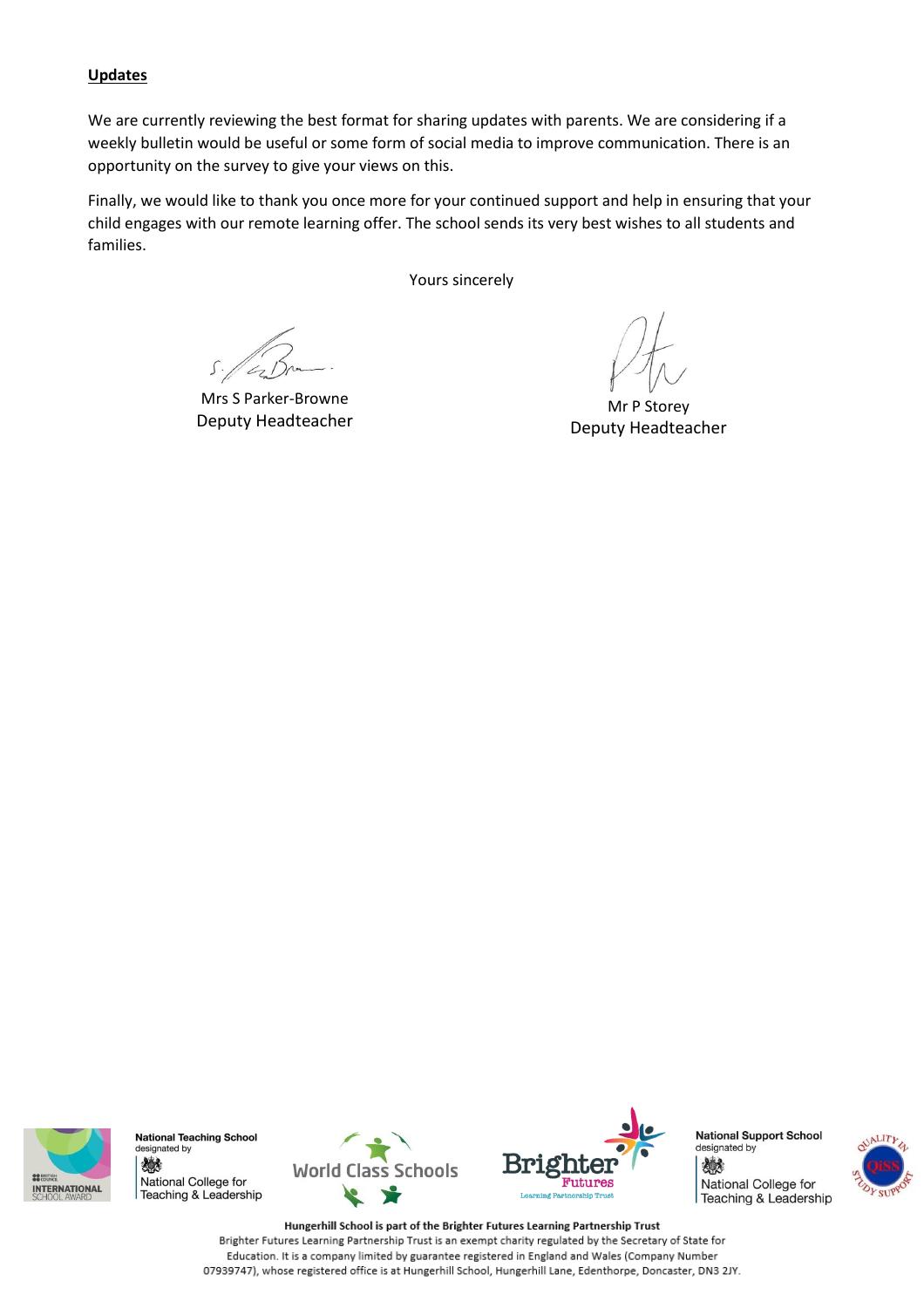**Updates**

We are currently reviewing the best format for sharing updates with parents. We are considering if a weekly bulletin would be useful or some form of social media to improve communication. There is an opportunity on the survey to give your views on this.

Finally, we would like to thank you once more for your continued support and help in ensuring that your child engages with our remote learning offer. The school sends its very best wishes to all students and families.

Yours sincerely

Mrs S Parker-Browne
Deputy Headteacher

Mr P Storey
Deputy Headteacher

National Teaching School designated by National College for Teaching & Leadership

World Class Schools

Brighter Futures Learning Partnership Trust

National Support School designated by National College for Teaching & Leadership

**Hungerhill School is part of the Brighter Futures Learning Partnership Trust**

Brighter Futures Learning Partnership Trust is an exempt charity regulated by the Secretary of State for Education. It is a company limited by guarantee registered in England and Wales (Company Number 07939747), whose registered office is at Hungerhill School, Hungerhill Lane, Edenthorpe, Doncaster, DN3 2JY.